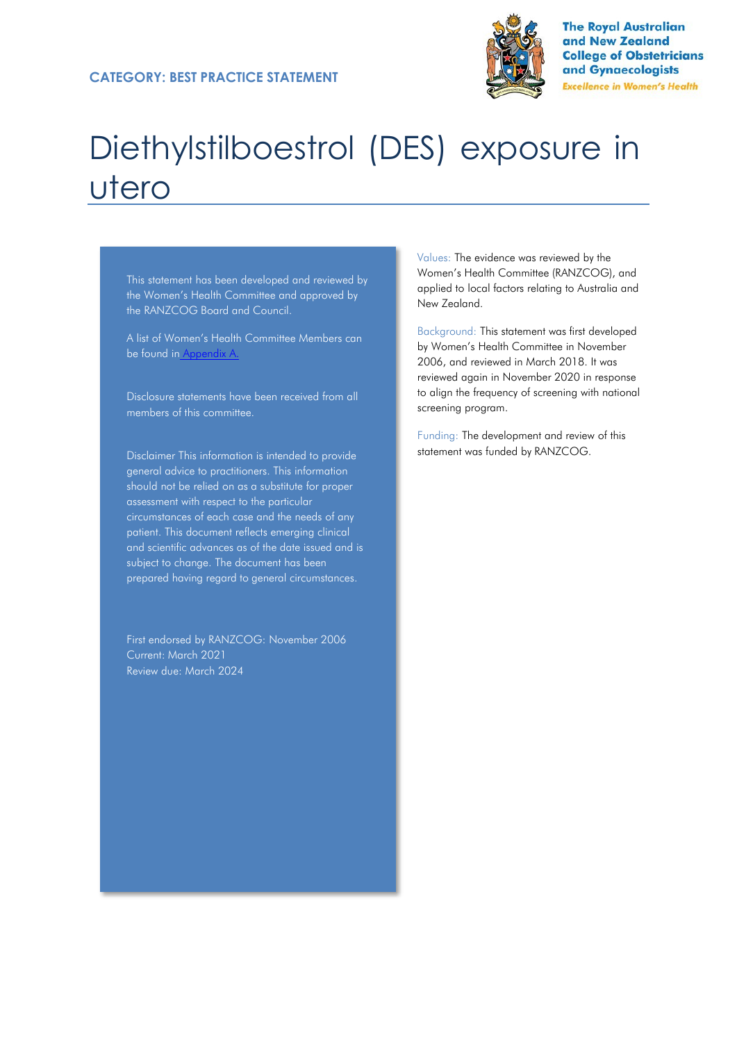CATEGORY: BEST PRACTICE STATEMENT

The Royal Australian and New Zealand College of Obstetricians and Gynaecologists

*Excellence in Women's Health*

# Diethylstilboestrol (DES) exposure in utero

This statement has been developed and reviewed by the Women's Health Committee and approved by the RANZCOG Board and Council.

A list of Women's Health Committee Members can be found in [Appendix A.](#)

Disclosure statements have been received from all members of this committee.

Disclaimer This information is intended to provide general advice to practitioners. This information should not be relied on as a substitute for proper assessment with respect to the particular circumstances of each case and the needs of any patient. This document reflects emerging clinical and scientific advances as of the date issued and is subject to change. The document has been prepared having regard to general circumstances.

First endorsed by RANZCOG: November 2006
Current: March 2021
Review due: March 2024

Values: The evidence was reviewed by the Women's Health Committee (RANZCOG), and applied to local factors relating to Australia and New Zealand.

Background: This statement was first developed by Women's Health Committee in November 2006, and reviewed in March 2018. It was reviewed again in November 2020 in response to align the frequency of screening with national screening program.

Funding: The development and review of this statement was funded by RANZCOG.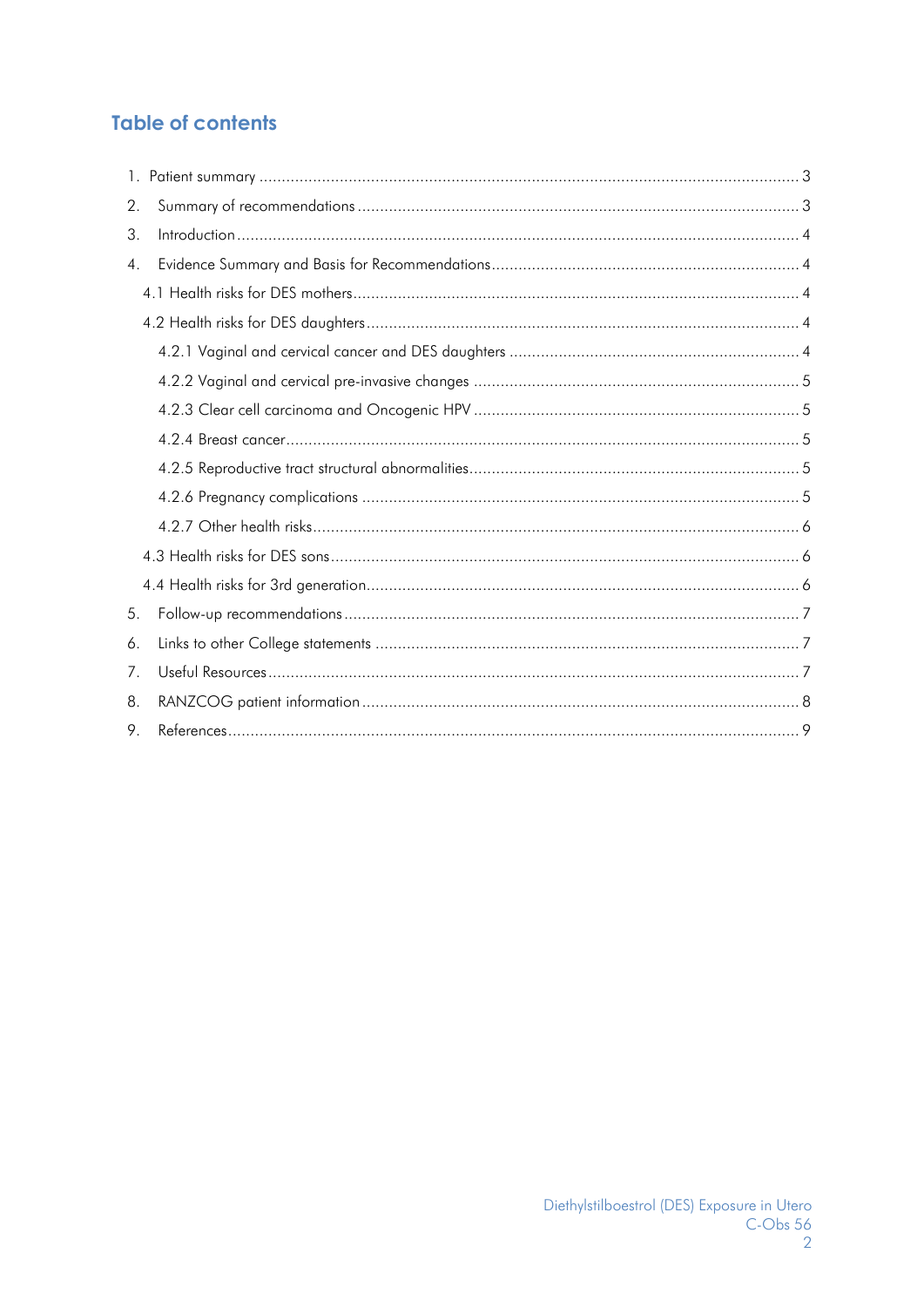## Table of contents

1. Patient summary ........................................................................................................ 3
2. Summary of recommendations .................................................................................. 3
3. Introduction ............................................................................................................. 4
4. Evidence Summary and Basis for Recommendations .................................................... 4
    - 4.1 Health risks for DES mothers ................................................................................ 4
    - 4.2 Health risks for DES daughters .............................................................................. 4
        - 4.2.1 Vaginal and cervical cancer and DES daughters ................................................. 4
        - 4.2.2 Vaginal and cervical pre-invasive changes ......................................................... 5
        - 4.2.3 Clear cell carcinoma and Oncogenic HPV ......................................................... 5
        - 4.2.4 Breast cancer .................................................................................................. 5
        - 4.2.5 Reproductive tract structural abnormalities.......................................................... 5
        - 4.2.6 Pregnancy complications ................................................................................. 5
        - 4.2.7 Other health risks ............................................................................................ 6
    - 4.3 Health risks for DES sons ........................................................................................ 6
    - 4.4 Health risks for 3rd generation................................................................................ 6
5. Follow-up recommendations ..................................................................................... 7
6. Links to other College statements .............................................................................. 7
7. Useful Resources ..................................................................................................... 7
8. RANZCOG patient information ................................................................................. 8
9. References.............................................................................................................. 9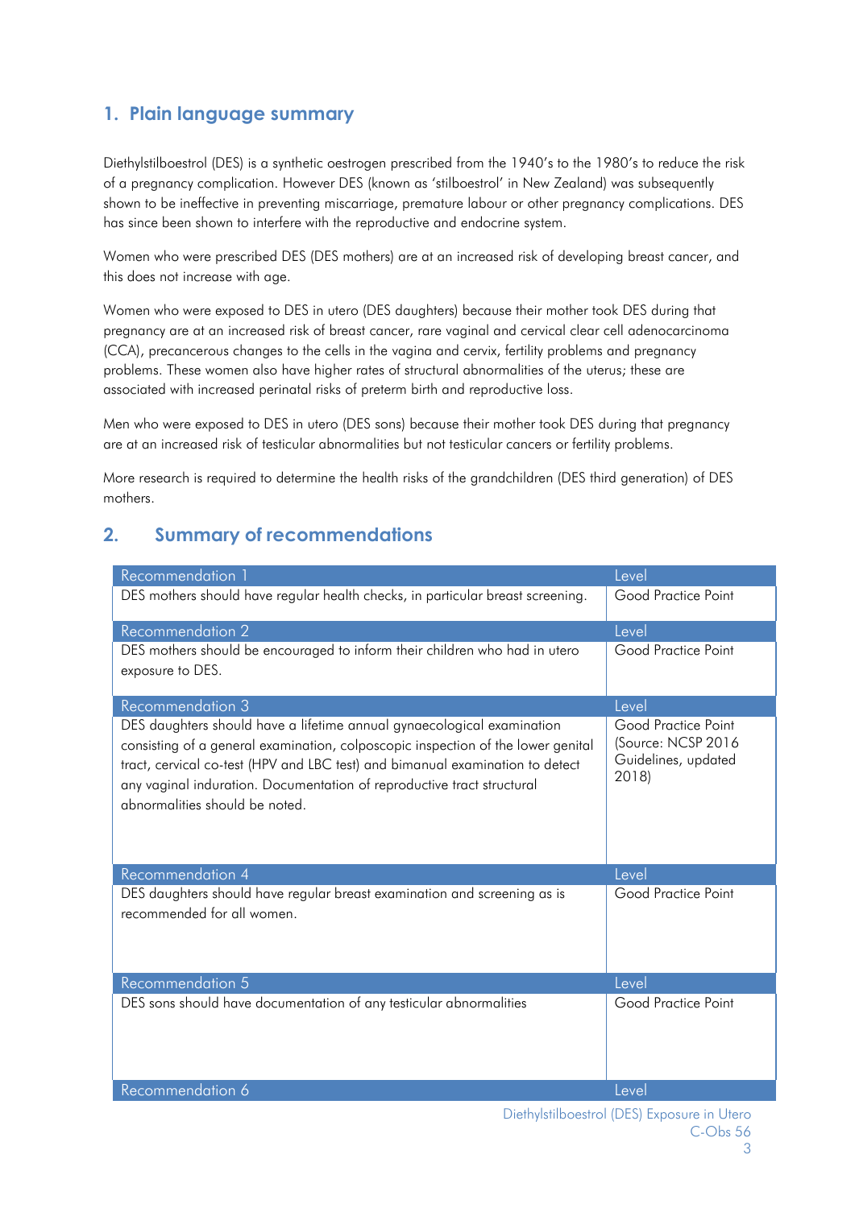## 1. Plain language summary

Diethylstilboestrol (DES) is a synthetic oestrogen prescribed from the 1940's to the 1980's to reduce the risk of a pregnancy complication. However DES (known as 'stilboestrol' in New Zealand) was subsequently shown to be ineffective in preventing miscarriage, premature labour or other pregnancy complications. DES has since been shown to interfere with the reproductive and endocrine system.

Women who were prescribed DES (DES mothers) are at an increased risk of developing breast cancer, and this does not increase with age.

Women who were exposed to DES in utero (DES daughters) because their mother took DES during that pregnancy are at an increased risk of breast cancer, rare vaginal and cervical clear cell adenocarcinoma (CCA), precancerous changes to the cells in the vagina and cervix, fertility problems and pregnancy problems. These women also have higher rates of structural abnormalities of the uterus; these are associated with increased perinatal risks of preterm birth and reproductive loss.

Men who were exposed to DES in utero (DES sons) because their mother took DES during that pregnancy are at an increased risk of testicular abnormalities but not testicular cancers or fertility problems.

More research is required to determine the health risks of the grandchildren (DES third generation) of DES mothers.

## 2. Summary of recommendations

| Recommendation 1 | Level |
|---|---|
| DES mothers should have regular health checks, in particular breast screening. | Good Practice Point |

| Recommendation 2 | Level |
|---|---|
| DES mothers should be encouraged to inform their children who had in utero exposure to DES. | Good Practice Point |

| Recommendation 3 | Level |
|---|---|
| DES daughters should have a lifetime annual gynaecological examination consisting of a general examination, colposcopic inspection of the lower genital tract, cervical co-test (HPV and LBC test) and bimanual examination to detect any vaginal induration. Documentation of reproductive tract structural abnormalities should be noted. | Good Practice Point (Source: NCSP 2016 Guidelines, updated 2018) |

| Recommendation 4 | Level |
|---|---|
| DES daughters should have regular breast examination and screening as is recommended for all women. | Good Practice Point |

| Recommendation 5 | Level |
|---|---|
| DES sons should have documentation of any testicular abnormalities | Good Practice Point |

| Recommendation 6 | Level |
|---|---|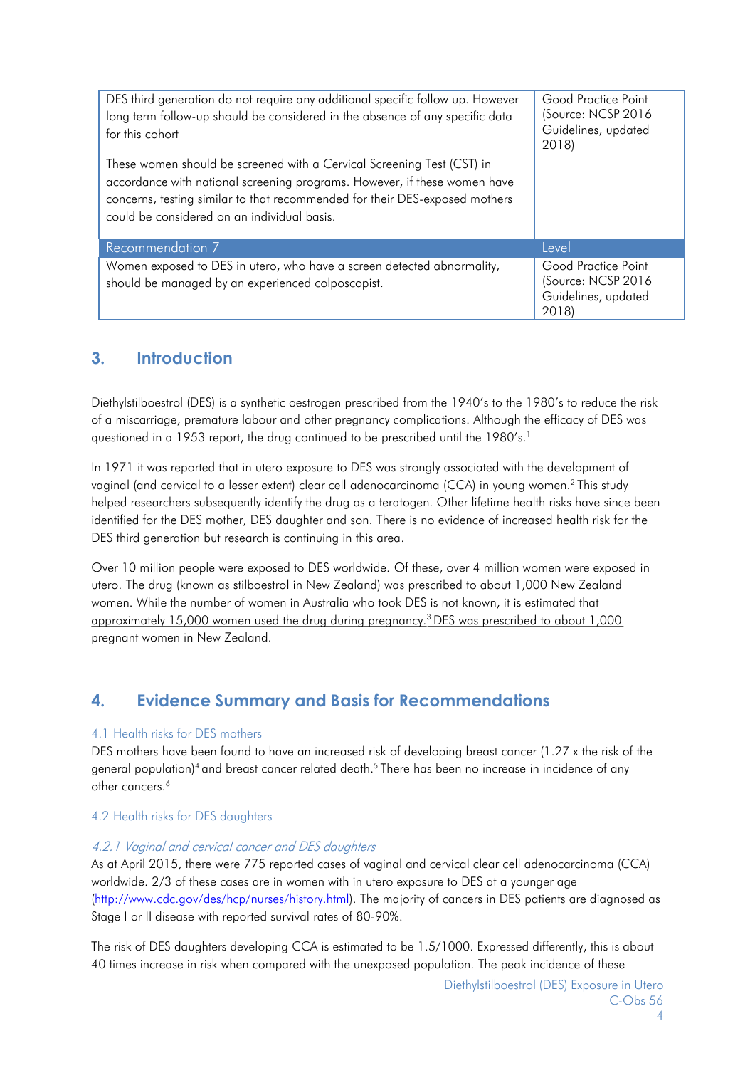| | |
|---|---|
| DES third generation do not require any additional specific follow up. However long term follow-up should be considered in the absence of any specific data for this cohort<br><br>These women should be screened with a Cervical Screening Test (CST) in accordance with national screening programs. However, if these women have concerns, testing similar to that recommended for their DES-exposed mothers could be considered on an individual basis. | Good Practice Point (Source: NCSP 2016 Guidelines, updated 2018) |

| Recommendation 7 | Level |
|---|---|
| Women exposed to DES in utero, who have a screen detected abnormality, should be managed by an experienced colposcopist. | Good Practice Point (Source: NCSP 2016 Guidelines, updated 2018) |

## 3. Introduction

Diethylstilboestrol (DES) is a synthetic oestrogen prescribed from the 1940's to the 1980's to reduce the risk of a miscarriage, premature labour and other pregnancy complications. Although the efficacy of DES was questioned in a 1953 report, the drug continued to be prescribed until the 1980's.[1]

In 1971 it was reported that in utero exposure to DES was strongly associated with the development of vaginal (and cervical to a lesser extent) clear cell adenocarcinoma (CCA) in young women.[2] This study helped researchers subsequently identify the drug as a teratogen. Other lifetime health risks have since been identified for the DES mother, DES daughter and son. There is no evidence of increased health risk for the DES third generation but research is continuing in this area.

Over 10 million people were exposed to DES worldwide. Of these, over 4 million women were exposed in utero. The drug (known as stilboestrol in New Zealand) was prescribed to about 1,000 New Zealand women. While the number of women in Australia who took DES is not known, it is estimated that approximately 15,000 women used the drug during pregnancy.[3] DES was prescribed to about 1,000 pregnant women in New Zealand.

## 4. Evidence Summary and Basis for Recommendations

### 4.1 Health risks for DES mothers

DES mothers have been found to have an increased risk of developing breast cancer (1.27 x the risk of the general population)[4] and breast cancer related death.[5] There has been no increase in incidence of any other cancers.[6]

### 4.2 Health risks for DES daughters

#### *4.2.1 Vaginal and cervical cancer and DES daughters*

As at April 2015, there were 775 reported cases of vaginal and cervical clear cell adenocarcinoma (CCA) worldwide. 2/3 of these cases are in women with in utero exposure to DES at a younger age (http://www.cdc.gov/des/hcp/nurses/history.html). The majority of cancers in DES patients are diagnosed as Stage I or II disease with reported survival rates of 80-90%.

The risk of DES daughters developing CCA is estimated to be 1.5/1000. Expressed differently, this is about 40 times increase in risk when compared with the unexposed population. The peak incidence of these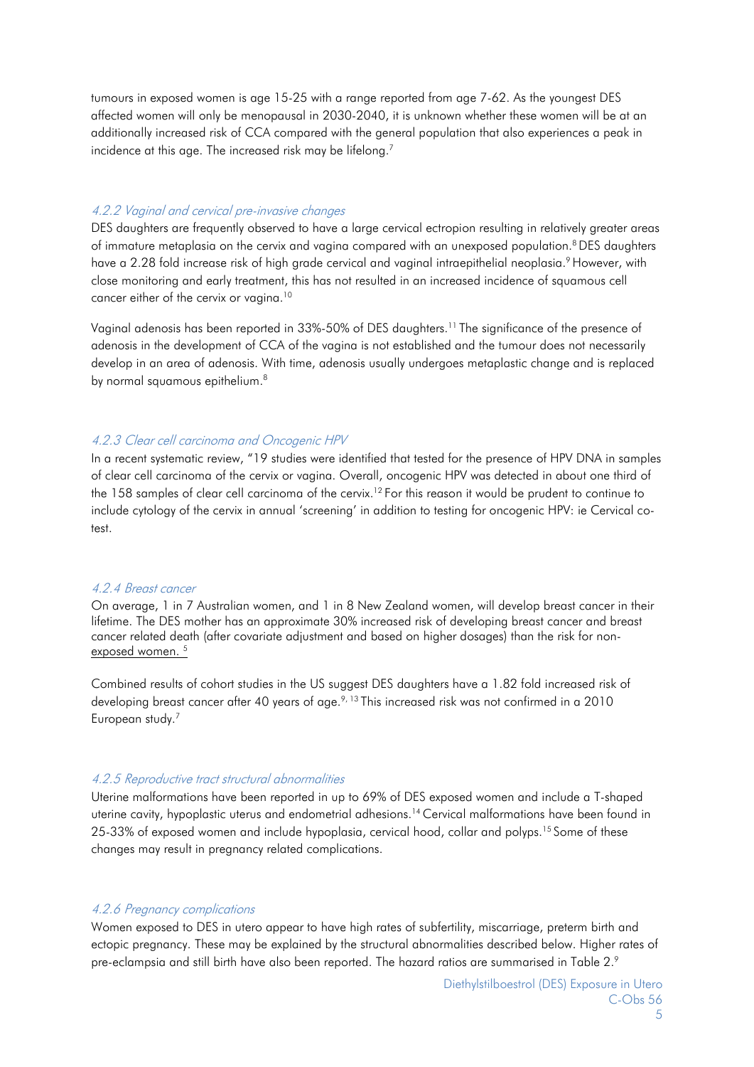tumours in exposed women is age 15-25 with a range reported from age 7-62. As the youngest DES affected women will only be menopausal in 2030-2040, it is unknown whether these women will be at an additionally increased risk of CCA compared with the general population that also experiences a peak in incidence at this age. The increased risk may be lifelong.[7]

#### *4.2.2 Vaginal and cervical pre-invasive changes*

DES daughters are frequently observed to have a large cervical ectropion resulting in relatively greater areas of immature metaplasia on the cervix and vagina compared with an unexposed population.[8] DES daughters have a 2.28 fold increase risk of high grade cervical and vaginal intraepithelial neoplasia.[9] However, with close monitoring and early treatment, this has not resulted in an increased incidence of squamous cell cancer either of the cervix or vagina.[10]

Vaginal adenosis has been reported in 33%-50% of DES daughters.[11] The significance of the presence of adenosis in the development of CCA of the vagina is not established and the tumour does not necessarily develop in an area of adenosis. With time, adenosis usually undergoes metaplastic change and is replaced by normal squamous epithelium.[8]

#### *4.2.3 Clear cell carcinoma and Oncogenic HPV*

In a recent systematic review, "19 studies were identified that tested for the presence of HPV DNA in samples of clear cell carcinoma of the cervix or vagina. Overall, oncogenic HPV was detected in about one third of the 158 samples of clear cell carcinoma of the cervix.[12] For this reason it would be prudent to continue to include cytology of the cervix in annual 'screening' in addition to testing for oncogenic HPV: ie Cervical co-test.

#### *4.2.4 Breast cancer*

On average, 1 in 7 Australian women, and 1 in 8 New Zealand women, will develop breast cancer in their lifetime. The DES mother has an approximate 30% increased risk of developing breast cancer and breast cancer related death (after covariate adjustment and based on higher dosages) than the risk for non-exposed women. [5]

Combined results of cohort studies in the US suggest DES daughters have a 1.82 fold increased risk of developing breast cancer after 40 years of age.[9, 13] This increased risk was not confirmed in a 2010 European study.[7]

#### *4.2.5 Reproductive tract structural abnormalities*

Uterine malformations have been reported in up to 69% of DES exposed women and include a T-shaped uterine cavity, hypoplastic uterus and endometrial adhesions.[14] Cervical malformations have been found in 25-33% of exposed women and include hypoplasia, cervical hood, collar and polyps.[15] Some of these changes may result in pregnancy related complications.

#### *4.2.6 Pregnancy complications*

Women exposed to DES in utero appear to have high rates of subfertility, miscarriage, preterm birth and ectopic pregnancy. These may be explained by the structural abnormalities described below. Higher rates of pre-eclampsia and still birth have also been reported. The hazard ratios are summarised in Table 2.[9]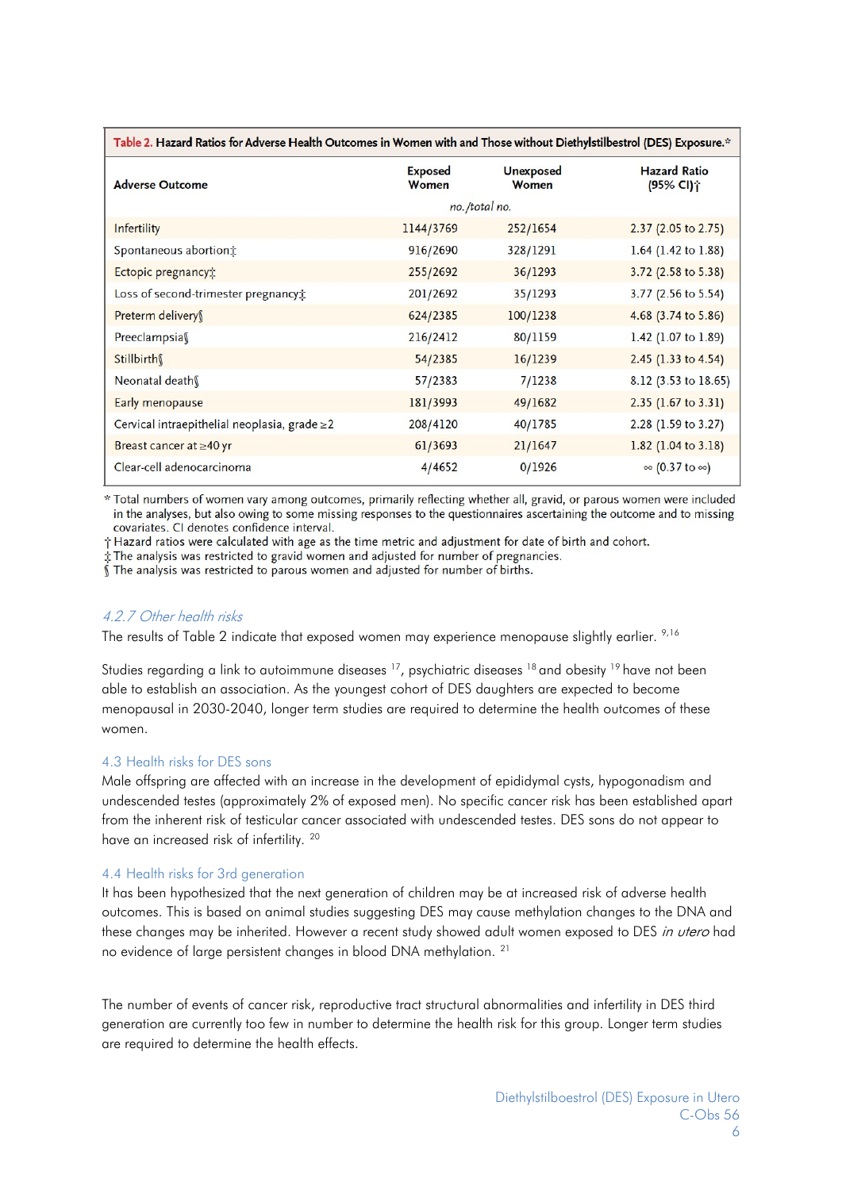**Table 2. Hazard Ratios for Adverse Health Outcomes in Women with and Those without Diethylstilbestrol (DES) Exposure.***

| Adverse Outcome | Exposed Women | Unexposed Women | Hazard Ratio (95% CI)† |
|---|---|---|---|
| | *no./total no.* | | |
| Infertility | 1144/3769 | 252/1654 | 2.37 (2.05 to 2.75) |
| Spontaneous abortion‡ | 916/2690 | 328/1291 | 1.64 (1.42 to 1.88) |
| Ectopic pregnancy‡ | 255/2692 | 36/1293 | 3.72 (2.58 to 5.38) |
| Loss of second-trimester pregnancy‡ | 201/2692 | 35/1293 | 3.77 (2.56 to 5.54) |
| Preterm delivery§ | 624/2385 | 100/1238 | 4.68 (3.74 to 5.86) |
| Preeclampsia§ | 216/2412 | 80/1159 | 1.42 (1.07 to 1.89) |
| Stillbirth§ | 54/2385 | 16/1239 | 2.45 (1.33 to 4.54) |
| Neonatal death§ | 57/2383 | 7/1238 | 8.12 (3.53 to 18.65) |
| Early menopause | 181/3993 | 49/1682 | 2.35 (1.67 to 3.31) |
| Cervical intraepithelial neoplasia, grade ≥2 | 208/4120 | 40/1785 | 2.28 (1.59 to 3.27) |
| Breast cancer at ≥40 yr | 61/3693 | 21/1647 | 1.82 (1.04 to 3.18) |
| Clear-cell adenocarcinoma | 4/4652 | 0/1926 | ∞ (0.37 to ∞) |

\* Total numbers of women vary among outcomes, primarily reflecting whether all, gravid, or parous women were included in the analyses, but also owing to some missing responses to the questionnaires ascertaining the outcome and to missing covariates. CI denotes confidence interval.
† Hazard ratios were calculated with age as the time metric and adjustment for date of birth and cohort.
‡ The analysis was restricted to gravid women and adjusted for number of pregnancies.
§ The analysis was restricted to parous women and adjusted for number of births.

#### 4.2.7 Other health risks

The results of Table 2 indicate that exposed women may experience menopause slightly earlier. [9,16]

Studies regarding a link to autoimmune diseases [17], psychiatric diseases [18] and obesity [19] have not been able to establish an association. As the youngest cohort of DES daughters are expected to become menopausal in 2030-2040, longer term studies are required to determine the health outcomes of these women.

### 4.3 Health risks for DES sons

Male offspring are affected with an increase in the development of epididymal cysts, hypogonadism and undescended testes (approximately 2% of exposed men). No specific cancer risk has been established apart from the inherent risk of testicular cancer associated with undescended testes. DES sons do not appear to have an increased risk of infertility. [20]

### 4.4 Health risks for 3rd generation

It has been hypothesized that the next generation of children may be at increased risk of adverse health outcomes. This is based on animal studies suggesting DES may cause methylation changes to the DNA and these changes may be inherited. However a recent study showed adult women exposed to DES *in utero* had no evidence of large persistent changes in blood DNA methylation. [21]

The number of events of cancer risk, reproductive tract structural abnormalities and infertility in DES third generation are currently too few in number to determine the health risk for this group. Longer term studies are required to determine the health effects.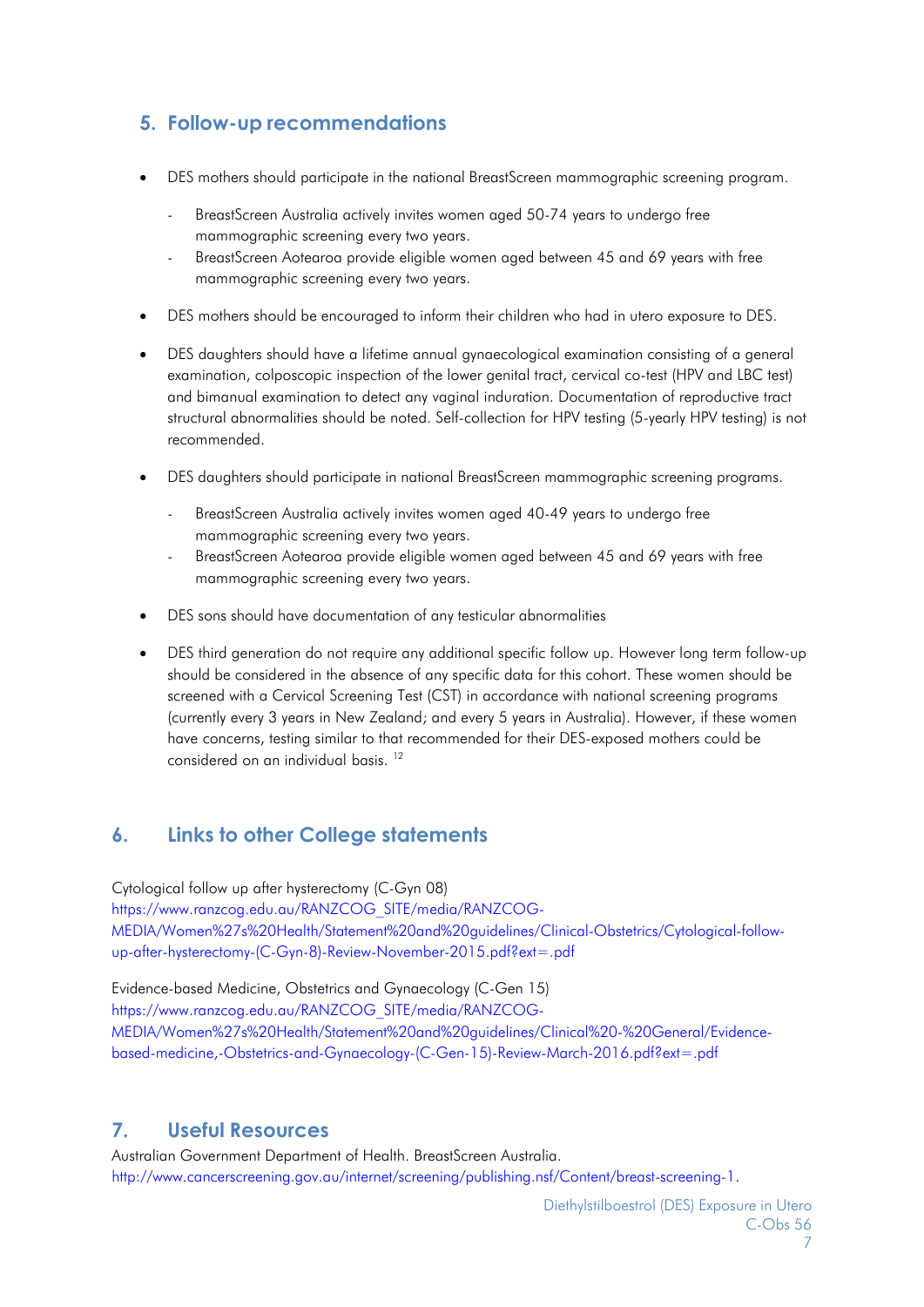## 5. Follow-up recommendations

- DES mothers should participate in the national BreastScreen mammographic screening program.
  - BreastScreen Australia actively invites women aged 50-74 years to undergo free mammographic screening every two years.
  - BreastScreen Aotearoa provide eligible women aged between 45 and 69 years with free mammographic screening every two years.
- DES mothers should be encouraged to inform their children who had in utero exposure to DES.
- DES daughters should have a lifetime annual gynaecological examination consisting of a general examination, colposcopic inspection of the lower genital tract, cervical co-test (HPV and LBC test) and bimanual examination to detect any vaginal induration. Documentation of reproductive tract structural abnormalities should be noted. Self-collection for HPV testing (5-yearly HPV testing) is not recommended.
- DES daughters should participate in national BreastScreen mammographic screening programs.
  - BreastScreen Australia actively invites women aged 40-49 years to undergo free mammographic screening every two years.
  - BreastScreen Aotearoa provide eligible women aged between 45 and 69 years with free mammographic screening every two years.
- DES sons should have documentation of any testicular abnormalities
- DES third generation do not require any additional specific follow up. However long term follow-up should be considered in the absence of any specific data for this cohort. These women should be screened with a Cervical Screening Test (CST) in accordance with national screening programs (currently every 3 years in New Zealand; and every 5 years in Australia). However, if these women have concerns, testing similar to that recommended for their DES-exposed mothers could be considered on an individual basis. [12]

## 6. Links to other College statements

Cytological follow up after hysterectomy (C-Gyn 08)
https://www.ranzcog.edu.au/RANZCOG_SITE/media/RANZCOG-MEDIA/Women%27s%20Health/Statement%20and%20guidelines/Clinical-Obstetrics/Cytological-follow-up-after-hysterectomy-(C-Gyn-8)-Review-November-2015.pdf?ext=.pdf

Evidence-based Medicine, Obstetrics and Gynaecology (C-Gen 15)
https://www.ranzcog.edu.au/RANZCOG_SITE/media/RANZCOG-MEDIA/Women%27s%20Health/Statement%20and%20guidelines/Clinical%20-%20General/Evidence-based-medicine,-Obstetrics-and-Gynaecology-(C-Gen-15)-Review-March-2016.pdf?ext=.pdf

## 7. Useful Resources

Australian Government Department of Health. BreastScreen Australia.
http://www.cancerscreening.gov.au/internet/screening/publishing.nsf/Content/breast-screening-1.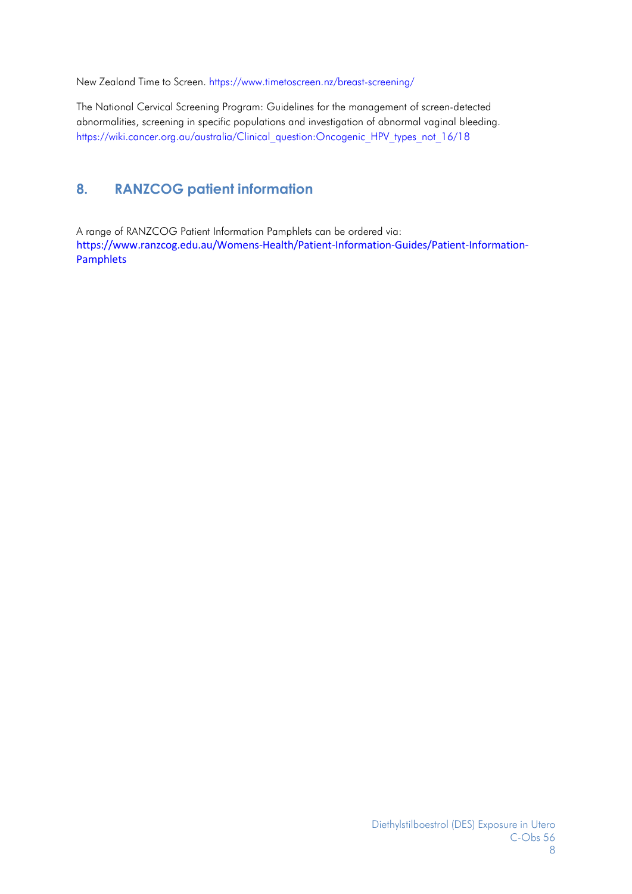New Zealand Time to Screen. https://www.timetoscreen.nz/breast-screening/

The National Cervical Screening Program: Guidelines for the management of screen-detected abnormalities, screening in specific populations and investigation of abnormal vaginal bleeding. https://wiki.cancer.org.au/australia/Clinical_question:Oncogenic_HPV_types_not_16/18

## 8. RANZCOG patient information

A range of RANZCOG Patient Information Pamphlets can be ordered via: https://www.ranzcog.edu.au/Womens-Health/Patient-Information-Guides/Patient-Information-Pamphlets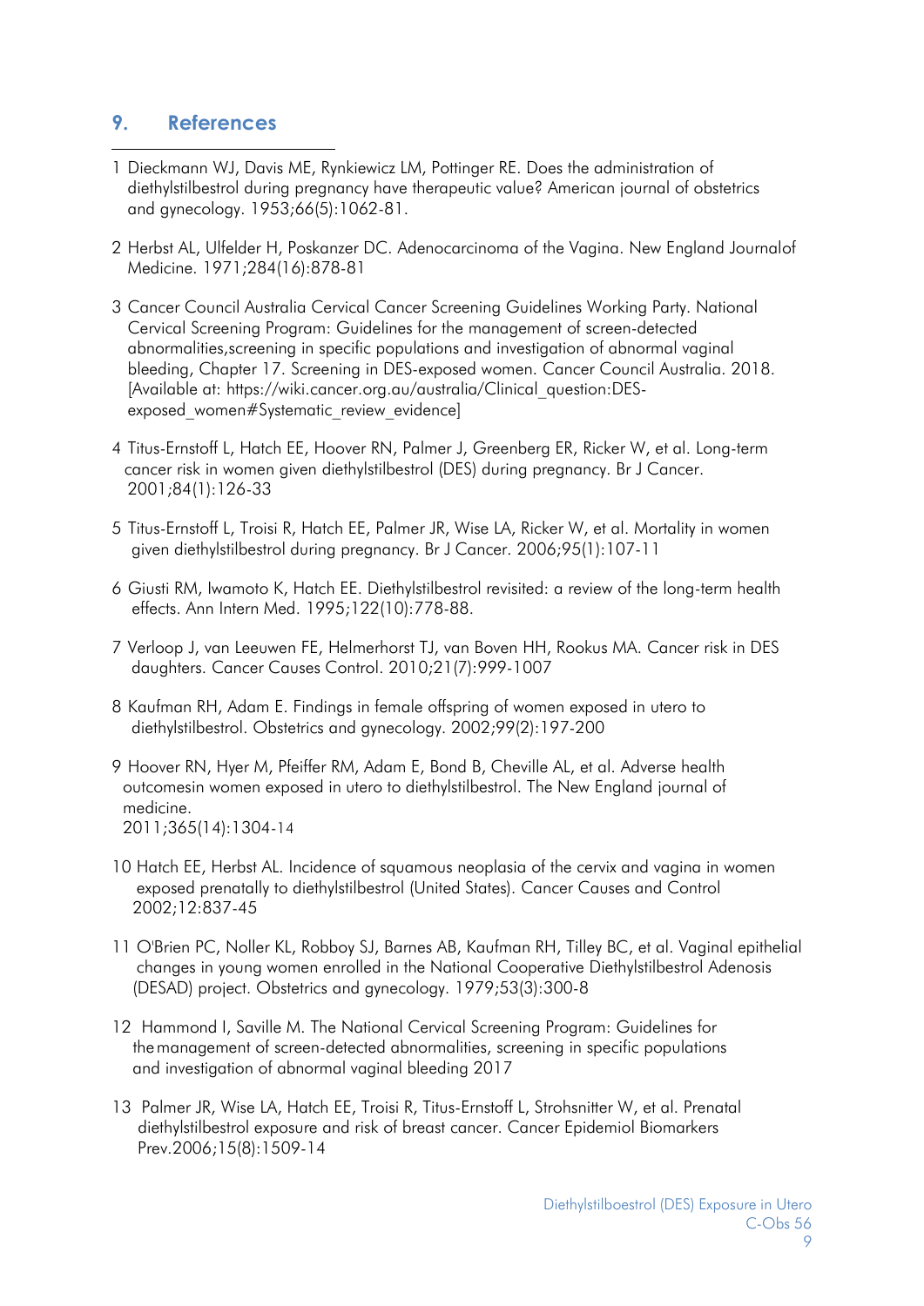## 9. References

1 Dieckmann WJ, Davis ME, Rynkiewicz LM, Pottinger RE. Does the administration of diethylstilbestrol during pregnancy have therapeutic value? American journal of obstetrics and gynecology. 1953;66(5):1062-81.

2 Herbst AL, Ulfelder H, Poskanzer DC. Adenocarcinoma of the Vagina. New England Journalof Medicine. 1971;284(16):878-81

3 Cancer Council Australia Cervical Cancer Screening Guidelines Working Party. National Cervical Screening Program: Guidelines for the management of screen-detected abnormalities,screening in specific populations and investigation of abnormal vaginal bleeding, Chapter 17. Screening in DES-exposed women. Cancer Council Australia. 2018. [Available at: https://wiki.cancer.org.au/australia/Clinical_question:DES-exposed_women#Systematic_review_evidence]

4 Titus-Ernstoff L, Hatch EE, Hoover RN, Palmer J, Greenberg ER, Ricker W, et al. Long-term cancer risk in women given diethylstilbestrol (DES) during pregnancy. Br J Cancer. 2001;84(1):126-33

5 Titus-Ernstoff L, Troisi R, Hatch EE, Palmer JR, Wise LA, Ricker W, et al. Mortality in women given diethylstilbestrol during pregnancy. Br J Cancer. 2006;95(1):107-11

6 Giusti RM, Iwamoto K, Hatch EE. Diethylstilbestrol revisited: a review of the long-term health effects. Ann Intern Med. 1995;122(10):778-88.

7 Verloop J, van Leeuwen FE, Helmerhorst TJ, van Boven HH, Rookus MA. Cancer risk in DES daughters. Cancer Causes Control. 2010;21(7):999-1007

8 Kaufman RH, Adam E. Findings in female offspring of women exposed in utero to diethylstilbestrol. Obstetrics and gynecology. 2002;99(2):197-200

9 Hoover RN, Hyer M, Pfeiffer RM, Adam E, Bond B, Cheville AL, et al. Adverse health outcomesin women exposed in utero to diethylstilbestrol. The New England journal of medicine. 2011;365(14):1304-14

10 Hatch EE, Herbst AL. Incidence of squamous neoplasia of the cervix and vagina in women exposed prenatally to diethylstilbestrol (United States). Cancer Causes and Control 2002;12:837-45

11 O'Brien PC, Noller KL, Robboy SJ, Barnes AB, Kaufman RH, Tilley BC, et al. Vaginal epithelial changes in young women enrolled in the National Cooperative Diethylstilbestrol Adenosis (DESAD) project. Obstetrics and gynecology. 1979;53(3):300-8

12 Hammond I, Saville M. The National Cervical Screening Program: Guidelines for the management of screen-detected abnormalities, screening in specific populations and investigation of abnormal vaginal bleeding 2017

13 Palmer JR, Wise LA, Hatch EE, Troisi R, Titus-Ernstoff L, Strohsnitter W, et al. Prenatal diethylstilbestrol exposure and risk of breast cancer. Cancer Epidemiol Biomarkers Prev.2006;15(8):1509-14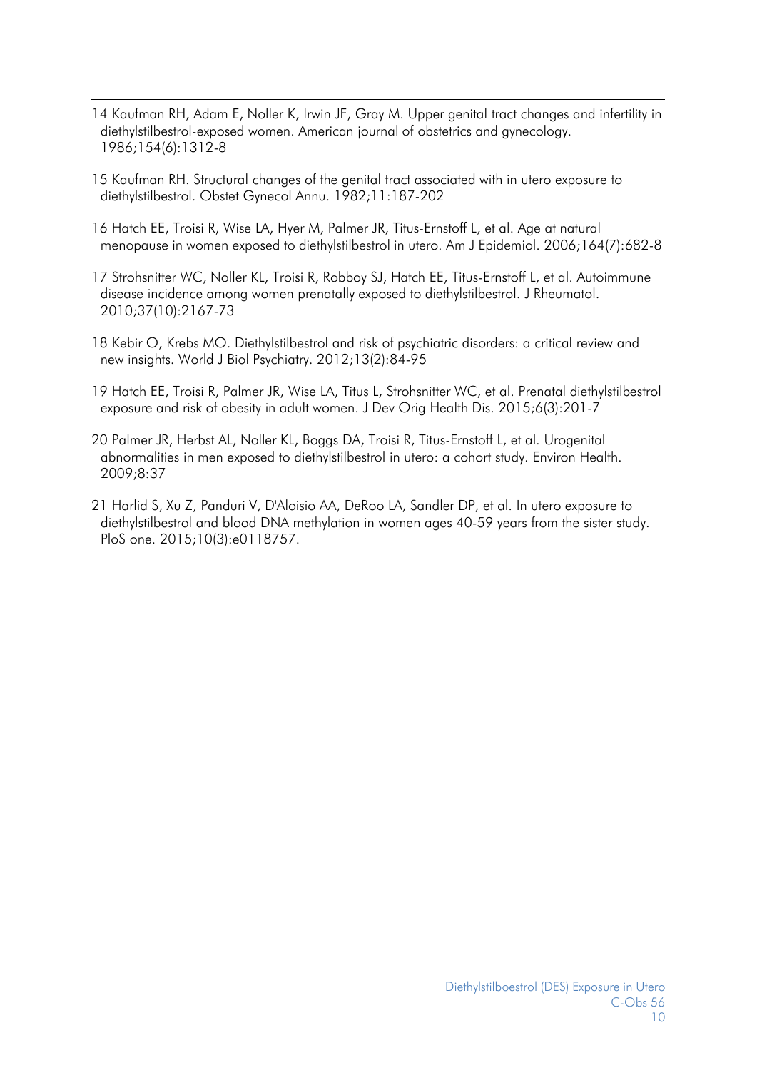14 Kaufman RH, Adam E, Noller K, Irwin JF, Gray M. Upper genital tract changes and infertility in diethylstilbestrol-exposed women. American journal of obstetrics and gynecology. 1986;154(6):1312-8

15 Kaufman RH. Structural changes of the genital tract associated with in utero exposure to diethylstilbestrol. Obstet Gynecol Annu. 1982;11:187-202

16 Hatch EE, Troisi R, Wise LA, Hyer M, Palmer JR, Titus-Ernstoff L, et al. Age at natural menopause in women exposed to diethylstilbestrol in utero. Am J Epidemiol. 2006;164(7):682-8

17 Strohsnitter WC, Noller KL, Troisi R, Robboy SJ, Hatch EE, Titus-Ernstoff L, et al. Autoimmune disease incidence among women prenatally exposed to diethylstilbestrol. J Rheumatol. 2010;37(10):2167-73

18 Kebir O, Krebs MO. Diethylstilbestrol and risk of psychiatric disorders: a critical review and new insights. World J Biol Psychiatry. 2012;13(2):84-95

19 Hatch EE, Troisi R, Palmer JR, Wise LA, Titus L, Strohsnitter WC, et al. Prenatal diethylstilbestrol exposure and risk of obesity in adult women. J Dev Orig Health Dis. 2015;6(3):201-7

20 Palmer JR, Herbst AL, Noller KL, Boggs DA, Troisi R, Titus-Ernstoff L, et al. Urogenital abnormalities in men exposed to diethylstilbestrol in utero: a cohort study. Environ Health. 2009;8:37

21 Harlid S, Xu Z, Panduri V, D'Aloisio AA, DeRoo LA, Sandler DP, et al. In utero exposure to diethylstilbestrol and blood DNA methylation in women ages 40-59 years from the sister study. PloS one. 2015;10(3):e0118757.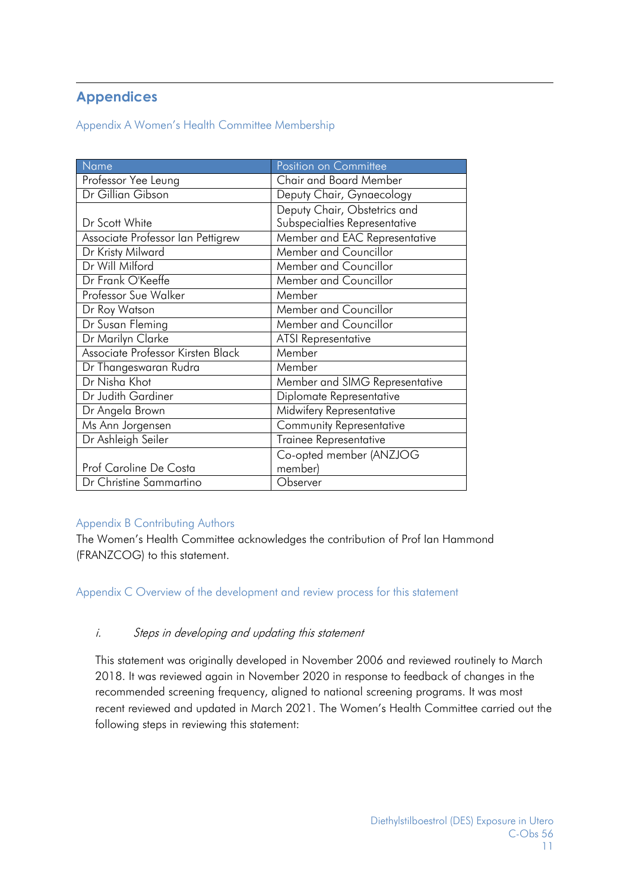## Appendices

### Appendix A Women's Health Committee Membership

| Name | Position on Committee |
| --- | --- |
| Professor Yee Leung | Chair and Board Member |
| Dr Gillian Gibson | Deputy Chair, Gynaecology |
| Dr Scott White | Deputy Chair, Obstetrics and Subspecialties Representative |
| Associate Professor Ian Pettigrew | Member and EAC Representative |
| Dr Kristy Milward | Member and Councillor |
| Dr Will Milford | Member and Councillor |
| Dr Frank O'Keeffe | Member and Councillor |
| Professor Sue Walker | Member |
| Dr Roy Watson | Member and Councillor |
| Dr Susan Fleming | Member and Councillor |
| Dr Marilyn Clarke | ATSI Representative |
| Associate Professor Kirsten Black | Member |
| Dr Thangeswaran Rudra | Member |
| Dr Nisha Khot | Member and SIMG Representative |
| Dr Judith Gardiner | Diplomate Representative |
| Dr Angela Brown | Midwifery Representative |
| Ms Ann Jorgensen | Community Representative |
| Dr Ashleigh Seiler | Trainee Representative |
| Prof Caroline De Costa | Co-opted member (ANZJOG member) |
| Dr Christine Sammartino | Observer |

### Appendix B Contributing Authors

The Women's Health Committee acknowledges the contribution of Prof Ian Hammond (FRANZCOG) to this statement.

### Appendix C Overview of the development and review process for this statement

*i. Steps in developing and updating this statement*

This statement was originally developed in November 2006 and reviewed routinely to March 2018. It was reviewed again in November 2020 in response to feedback of changes in the recommended screening frequency, aligned to national screening programs. It was most recent reviewed and updated in March 2021. The Women's Health Committee carried out the following steps in reviewing this statement: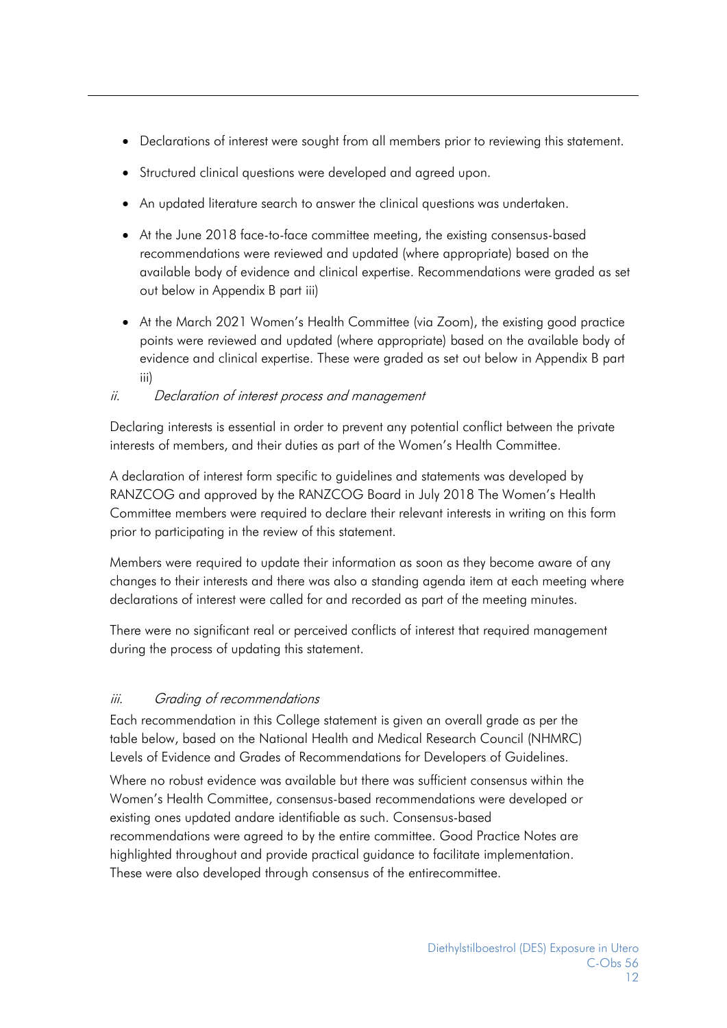- Declarations of interest were sought from all members prior to reviewing this statement.
- Structured clinical questions were developed and agreed upon.
- An updated literature search to answer the clinical questions was undertaken.
- At the June 2018 face-to-face committee meeting, the existing consensus-based recommendations were reviewed and updated (where appropriate) based on the available body of evidence and clinical expertise. Recommendations were graded as set out below in Appendix B part iii)
- At the March 2021 Women's Health Committee (via Zoom), the existing good practice points were reviewed and updated (where appropriate) based on the available body of evidence and clinical expertise. These were graded as set out below in Appendix B part iii)

*ii. Declaration of interest process and management*

Declaring interests is essential in order to prevent any potential conflict between the private interests of members, and their duties as part of the Women's Health Committee.

A declaration of interest form specific to guidelines and statements was developed by RANZCOG and approved by the RANZCOG Board in July 2018 The Women's Health Committee members were required to declare their relevant interests in writing on this form prior to participating in the review of this statement.

Members were required to update their information as soon as they become aware of any changes to their interests and there was also a standing agenda item at each meeting where declarations of interest were called for and recorded as part of the meeting minutes.

There were no significant real or perceived conflicts of interest that required management during the process of updating this statement.

*iii. Grading of recommendations*

Each recommendation in this College statement is given an overall grade as per the table below, based on the National Health and Medical Research Council (NHMRC) Levels of Evidence and Grades of Recommendations for Developers of Guidelines.

Where no robust evidence was available but there was sufficient consensus within the Women's Health Committee, consensus-based recommendations were developed or existing ones updated andare identifiable as such. Consensus-based recommendations were agreed to by the entire committee. Good Practice Notes are highlighted throughout and provide practical guidance to facilitate implementation. These were also developed through consensus of the entirecommittee.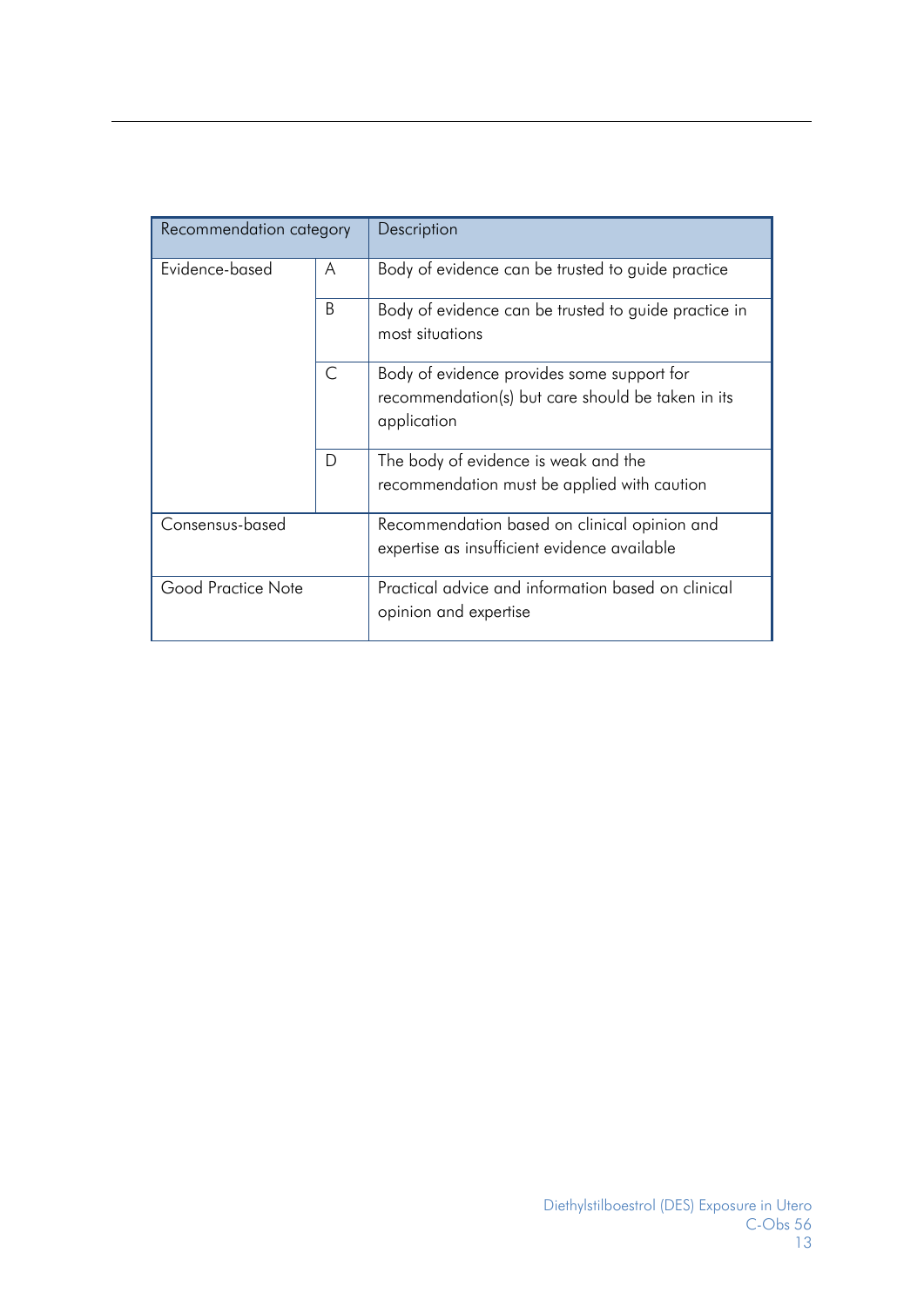| Recommendation category | | Description |
|---|---|---|
| Evidence-based | A | Body of evidence can be trusted to guide practice |
| | B | Body of evidence can be trusted to guide practice in most situations |
| | C | Body of evidence provides some support for recommendation(s) but care should be taken in its application |
| | D | The body of evidence is weak and the recommendation must be applied with caution |
| Consensus-based | | Recommendation based on clinical opinion and expertise as insufficient evidence available |
| Good Practice Note | | Practical advice and information based on clinical opinion and expertise |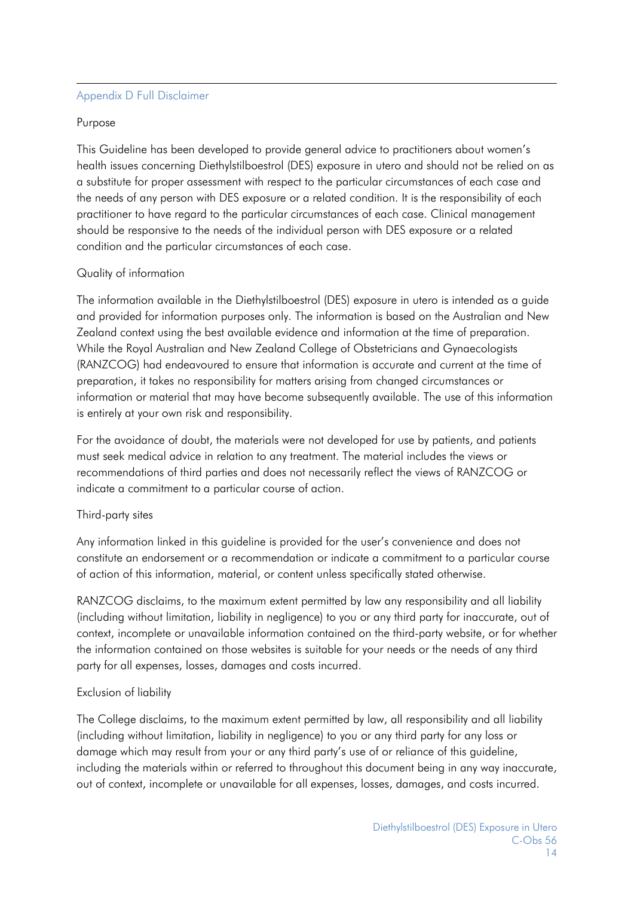## Appendix D Full Disclaimer

### Purpose

This Guideline has been developed to provide general advice to practitioners about women's health issues concerning Diethylstilboestrol (DES) exposure in utero and should not be relied on as a substitute for proper assessment with respect to the particular circumstances of each case and the needs of any person with DES exposure or a related condition. It is the responsibility of each practitioner to have regard to the particular circumstances of each case. Clinical management should be responsive to the needs of the individual person with DES exposure or a related condition and the particular circumstances of each case.

### Quality of information

The information available in the Diethylstilboestrol (DES) exposure in utero is intended as a guide and provided for information purposes only. The information is based on the Australian and New Zealand context using the best available evidence and information at the time of preparation. While the Royal Australian and New Zealand College of Obstetricians and Gynaecologists (RANZCOG) had endeavoured to ensure that information is accurate and current at the time of preparation, it takes no responsibility for matters arising from changed circumstances or information or material that may have become subsequently available. The use of this information is entirely at your own risk and responsibility.

For the avoidance of doubt, the materials were not developed for use by patients, and patients must seek medical advice in relation to any treatment. The material includes the views or recommendations of third parties and does not necessarily reflect the views of RANZCOG or indicate a commitment to a particular course of action.

### Third-party sites

Any information linked in this guideline is provided for the user's convenience and does not constitute an endorsement or a recommendation or indicate a commitment to a particular course of action of this information, material, or content unless specifically stated otherwise.

RANZCOG disclaims, to the maximum extent permitted by law any responsibility and all liability (including without limitation, liability in negligence) to you or any third party for inaccurate, out of context, incomplete or unavailable information contained on the third-party website, or for whether the information contained on those websites is suitable for your needs or the needs of any third party for all expenses, losses, damages and costs incurred.

### Exclusion of liability

The College disclaims, to the maximum extent permitted by law, all responsibility and all liability (including without limitation, liability in negligence) to you or any third party for any loss or damage which may result from your or any third party's use of or reliance of this guideline, including the materials within or referred to throughout this document being in any way inaccurate, out of context, incomplete or unavailable for all expenses, losses, damages, and costs incurred.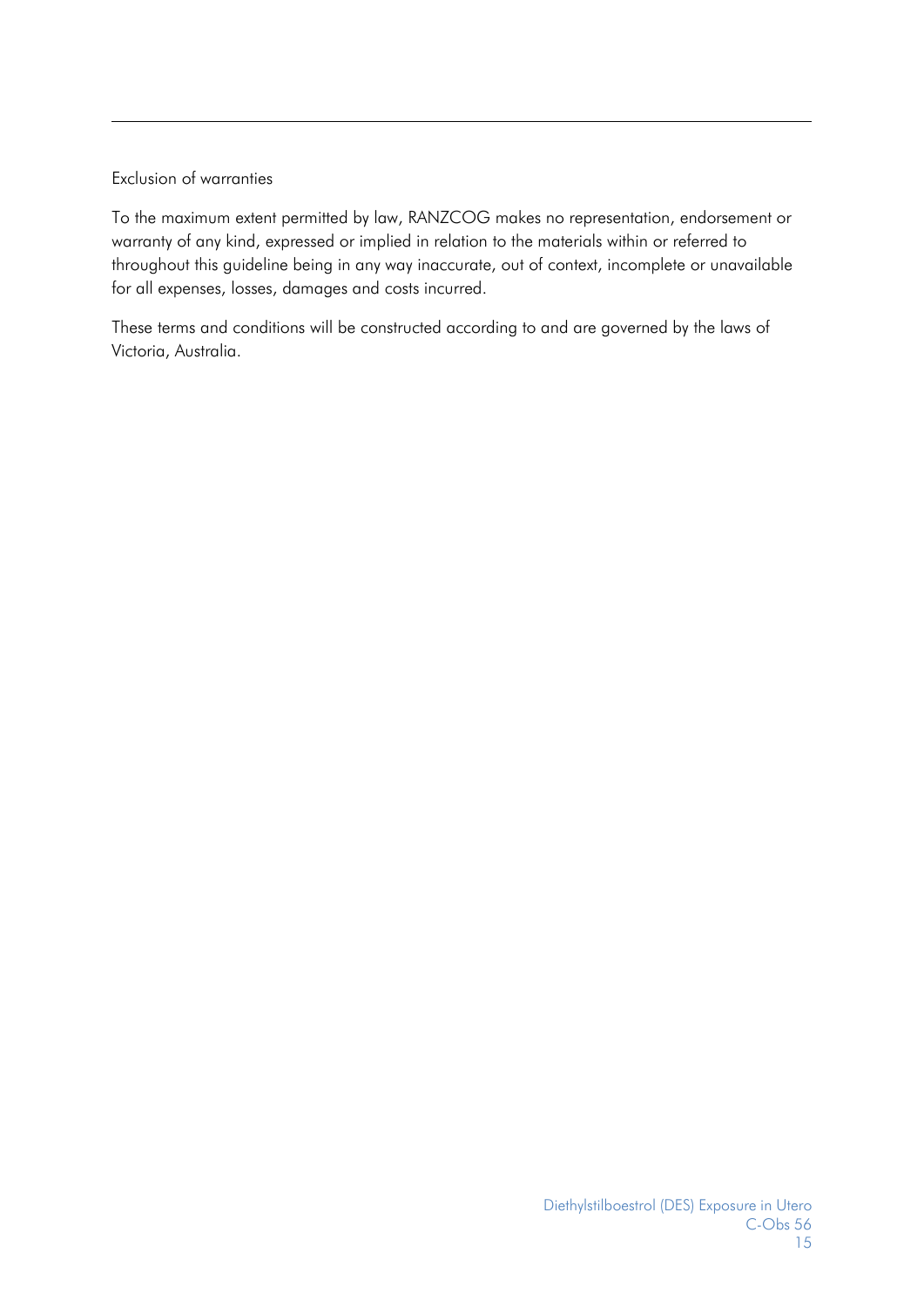Exclusion of warranties

To the maximum extent permitted by law, RANZCOG makes no representation, endorsement or warranty of any kind, expressed or implied in relation to the materials within or referred to throughout this guideline being in any way inaccurate, out of context, incomplete or unavailable for all expenses, losses, damages and costs incurred.

These terms and conditions will be constructed according to and are governed by the laws of Victoria, Australia.